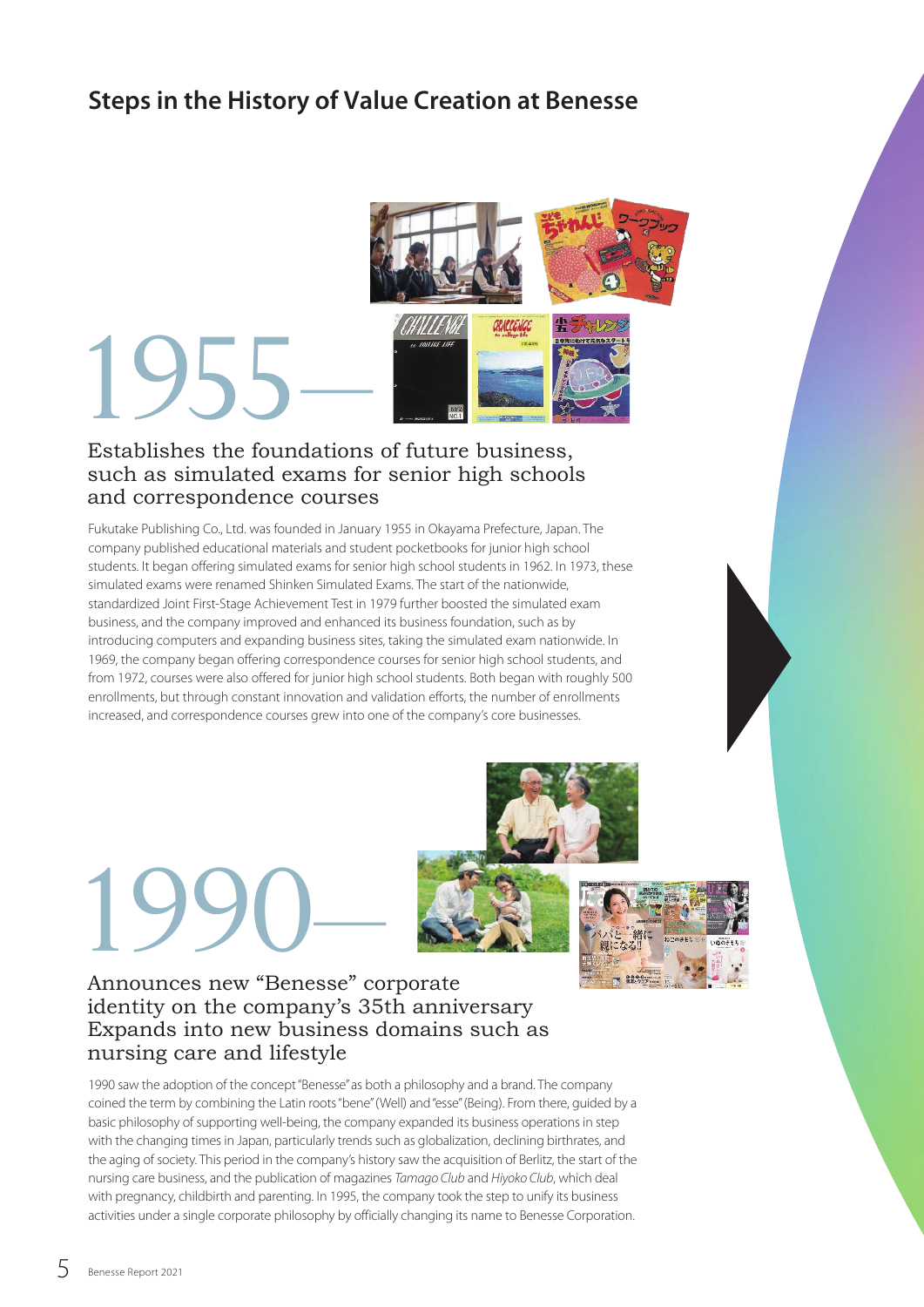## Steps in the History of Value Creation at Benesse

# 1955—

### Establishes the foundations of future business, such as simulated exams for senior high schools and correspondence courses

Fukutake Publishing Co., Ltd. was founded in January 1955 in Okayama Prefecture, Japan. The company published educational materials and student pocketbooks for junior high school students. It began offering simulated exams for senior high school students in 1962. In 1973, these simulated exams were renamed Shinken Simulated Exams. The start of the nationwide, standardized Joint First-Stage Achievement Test in 1979 further boosted the simulated exam business, and the company improved and enhanced its business foundation, such as by introducing computers and expanding business sites, taking the simulated exam nationwide. In 1969, the company began offering correspondence courses for senior high school students, and from 1972, courses were also offered for junior high school students. Both began with roughly 500 enrollments, but through constant innovation and validation efforts, the number of enrollments increased, and correspondence courses grew into one of the company's core businesses.

# 1990—

### Announces new "Benesse" corporate identity on the company's 35th anniversary Expands into new business domains such as nursing care and lifestyle

1990 saw the adoption of the concept "Benesse" as both a philosophy and a brand. The company coined the term by combining the Latin roots "bene" (Well) and "esse" (Being). From there, guided by a basic philosophy of supporting well-being, the company expanded its business operations in step with the changing times in Japan, particularly trends such as globalization, declining birthrates, and the aging of society. This period in the company's history saw the acquisition of Berlitz, the start of the nursing care business, and the publication of magazines *Tamago Club* and *Hiyoko Club*, which deal with pregnancy, childbirth and parenting. In 1995, the company took the step to unify its business activities under a single corporate philosophy by officially changing its name to Benesse Corporation.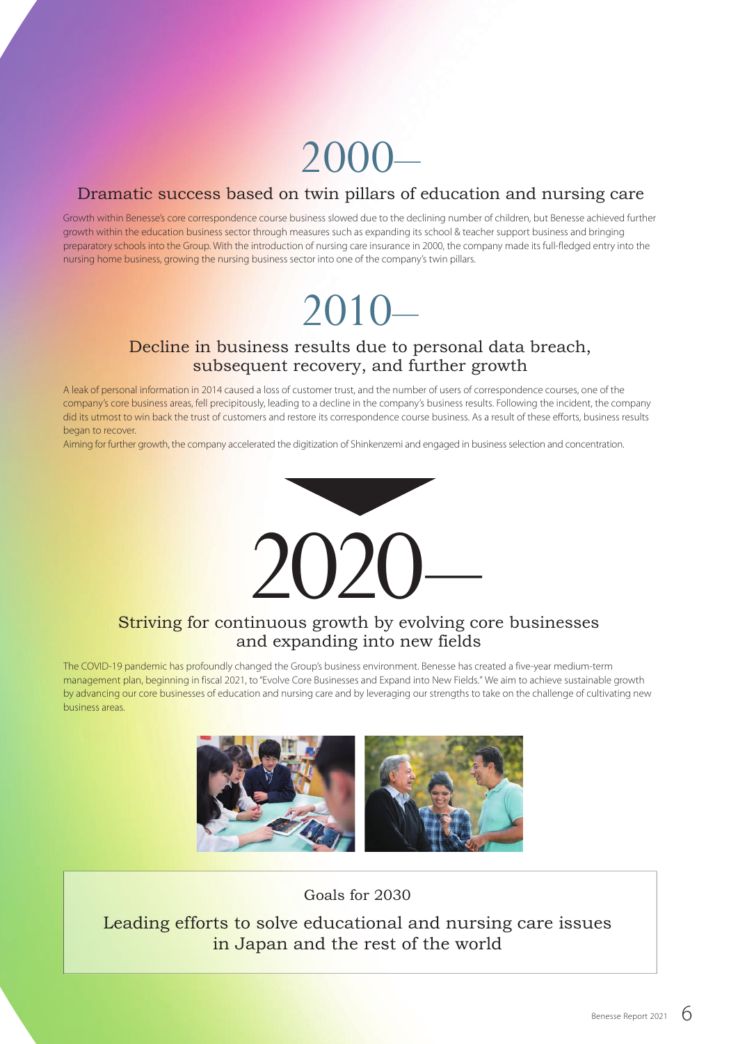# 2000–

## Dramatic success based on twin pillars of education and nursing care

Growth within Benesse's core correspondence course business slowed due to the declining number of children, but Benesse achieved further growth within the education business sector through measures such as expanding its school & teacher support business and bringing preparatory schools into the Group. With the introduction of nursing care insurance in 2000, the company made its full-fledged entry into the nursing home business, growing the nursing business sector into one of the company's twin pillars.

# 2010–

## Decline in business results due to personal data breach, subsequent recovery, and further growth

A leak of personal information in 2014 caused a loss of customer trust, and the number of users of correspondence courses, one of the company's core business areas, fell precipitously, leading to a decline in the company's business results. Following the incident, the company did its utmost to win back the trust of customers and restore its correspondence course business. As a result of these efforts, business results began to recover.

Aiming for further growth, the company accelerated the digitization of Shinkenzemi and engaged in business selection and concentration.

# 2020–

## Striving for continuous growth by evolving core businesses and expanding into new fields

The COVID-19 pandemic has profoundly changed the Group's business environment. Benesse has created a five-year medium-term management plan, beginning in fiscal 2021, to "Evolve Core Businesses and Expand into New Fields." We aim to achieve sustainable growth by advancing our core businesses of education and nursing care and by leveraging our strengths to take on the challenge of cultivating new business areas.

Goals for 2030

**Leading efforts to solve educational and nursing care issues in Japan and the rest of the world**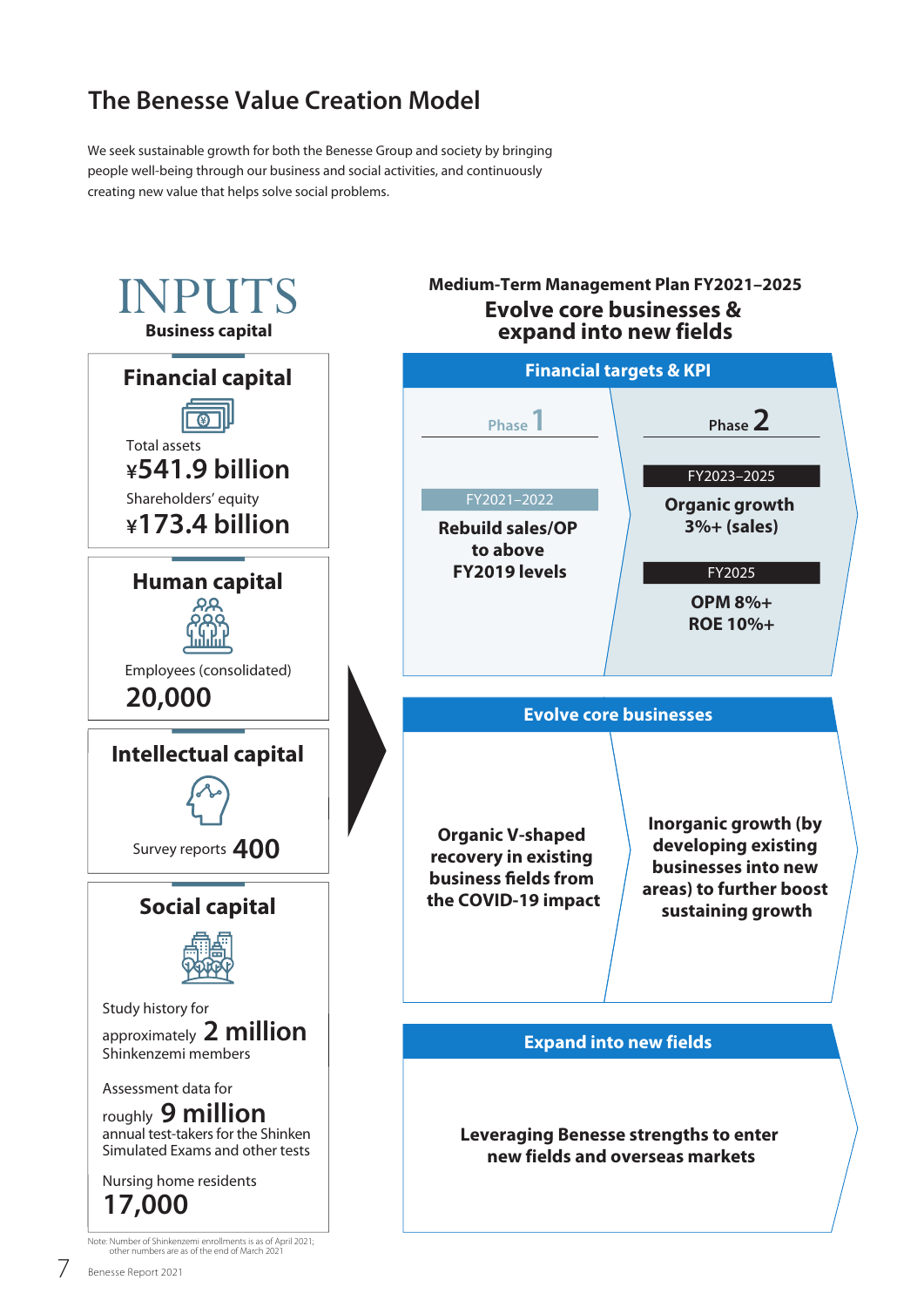# The Benesse Value Creation Model

We seek sustainable growth for both the Benesse Group and society by bringing people well-being through our business and social activities, and continuously creating new value that helps solve social problems.

## INPUTS

**Business capital**

### Financial capital

Total assets
**¥541.9 billion**

Shareholders' equity
**¥173.4 billion**

### Human capital

Employees (consolidated)
**20,000**

### Intellectual capital

Survey reports **400**

### Social capital

Study history for approximately **2 million** Shinkenzemi members

Assessment data for roughly **9 million** annual test-takers for the Shinken Simulated Exams and other tests

Nursing home residents
**17,000**

Note: Number of Shinkenzemi enrollments is as of April 2021; other numbers are as of the end of March 2021

## Medium-Term Management Plan FY2021–2025

### Evolve core businesses & expand into new fields

**Financial targets & KPI**

| Phase 1 | Phase 2 |
|---|---|
| FY2021–2022<br>**Rebuild sales/OP to above FY2019 levels** | FY2023–2025<br>**Organic growth 3%+ (sales)**<br>FY2025<br>**OPM 8%+**<br>**ROE 10%+** |

**Evolve core businesses**

| | |
|---|---|
| **Organic V-shaped recovery in existing business fields from the COVID-19 impact** | **Inorganic growth (by developing existing businesses into new areas) to further boost sustaining growth** |

**Expand into new fields**

**Leveraging Benesse strengths to enter new fields and overseas markets**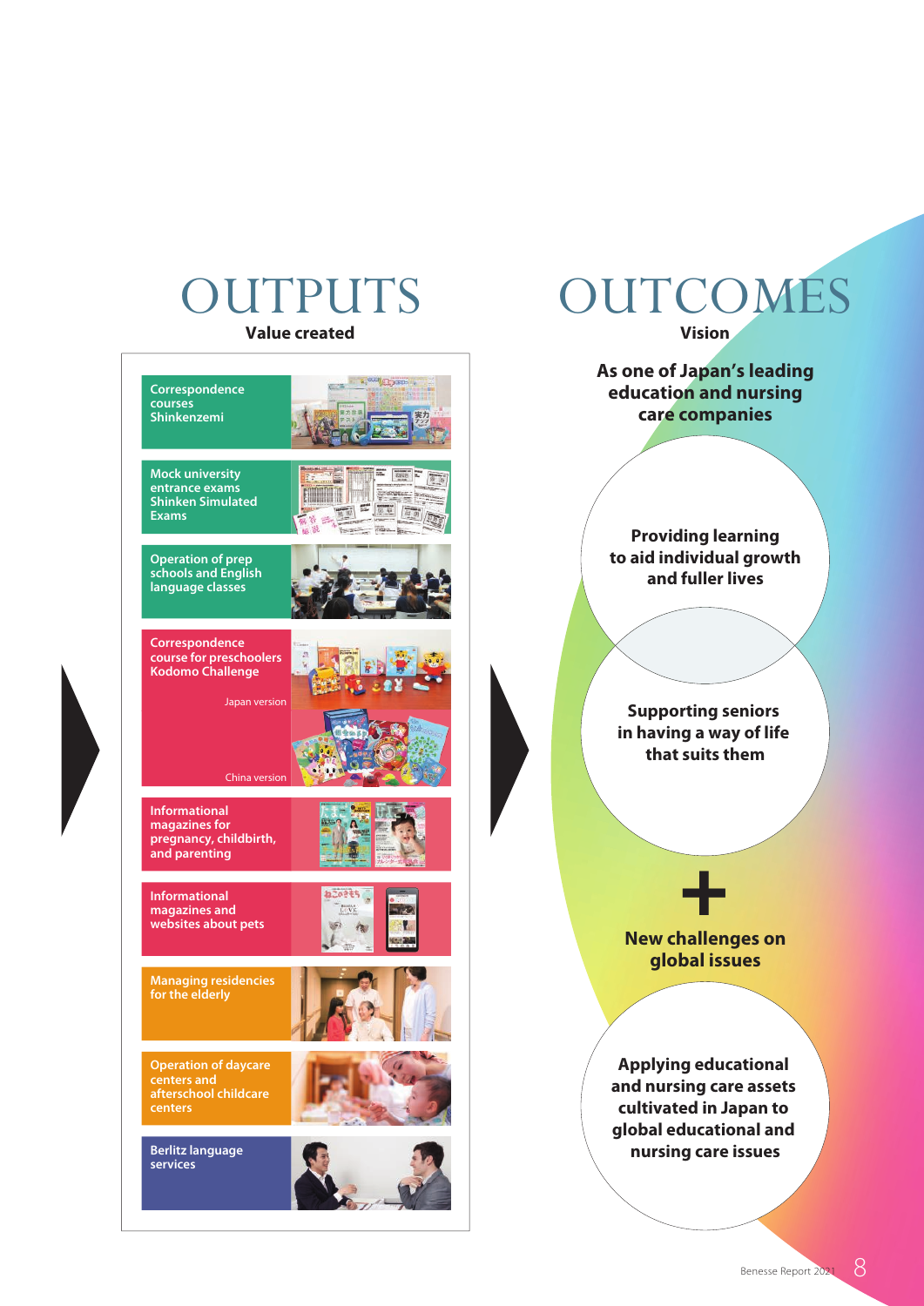# OUTPUTS

**Value created**

- Correspondence courses Shinkenzemi
- Mock university entrance exams Shinken Simulated Exams
- Operation of prep schools and English language classes
- Correspondence course for preschoolers Kodomo Challenge
  - Japan version
  - China version
- Informational magazines for pregnancy, childbirth, and parenting
- Informational magazines and websites about pets
- Managing residencies for the elderly
- Operation of daycare centers and afterschool childcare centers
- Berlitz language services

# OUTCOMES

**Vision**

**As one of Japan's leading education and nursing care companies**

**Providing learning to aid individual growth and fuller lives**

**Supporting seniors in having a way of life that suits them**

**+**

**New challenges on global issues**

**Applying educational and nursing care assets cultivated in Japan to global educational and nursing care issues**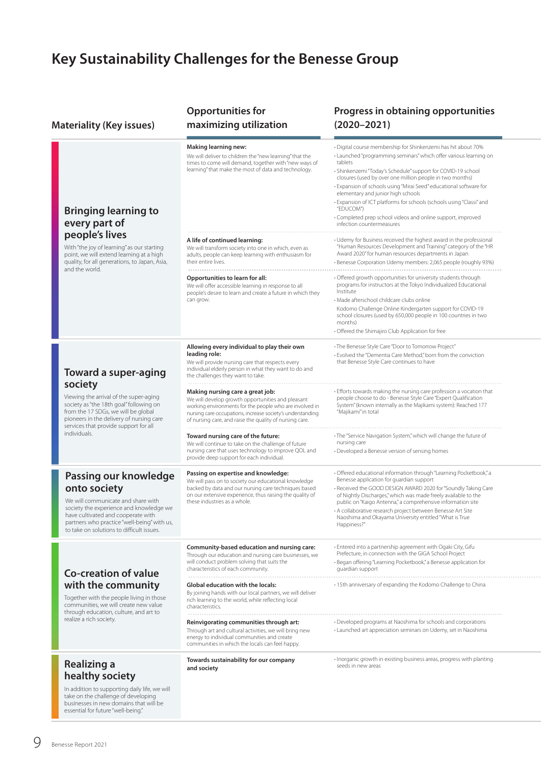# Key Sustainability Challenges for the Benesse Group

| Materiality (Key issues) | Opportunities for maximizing utilization | Progress in obtaining opportunities (2020–2021) |
|---|---|---|
| **Bringing learning to every part of people's lives**<br>With "the joy of learning" as our starting point, we will extend learning at a high quality, for all generations, to Japan, Asia, and the world. | **Making learning new:**<br>We will deliver to children the "new learning" that the times to come will demand, together with "new ways of learning" that make the most of data and technology. | · Digital course membership for Shinkenzemi has hit about 70%<br>· Launched "programming seminars" which offer various learning on tablets<br>· Shinkenzemi "Today's Schedule" support for COVID-19 school closures (used by over one million people in two months)<br>· Expansion of schools using "Mirai Seed" educational software for elementary and junior high schools<br>· Expansion of ICT platforms for schools (schools using "Classi" and "EDUCOM")<br>· Completed prep school videos and online support, improved infection countermeasures |
| | **A life of continued learning:**<br>We will transform society into one in which, even as adults, people can keep learning with enthusiasm for their entire lives. | · Udemy for Business received the highest award in the professional "Human Resources Development and Training" category of the "HR Award 2020" for human resources departments in Japan<br>· Benesse Corporation Udemy members: 2,065 people (roughly 93%) |
| | **Opportunities to learn for all:**<br>We will offer accessible learning in response to all people's desire to learn and create a future in which they can grow. | · Offered growth opportunities for university students through programs for instructors at the Tokyo Individualized Educational Institute<br>· Made afterschool childcare clubs online<br>Kodomo Challenge Online Kindergarten support for COVID-19 school closures (used by 650,000 people in 100 countries in two months)<br>· Offered the Shimajiro Club Application for free |
| **Toward a super-aging society**<br>Viewing the arrival of the super-aging society as "the 18th goal" following on from the 17 SDGs, we will be global pioneers in the delivery of nursing care services that provide support for all individuals. | **Allowing every individual to play their own leading role:**<br>We will provide nursing care that respects every individual elderly person in what they want to do and the challenges they want to take. | · The Benesse Style Care "Door to Tomorrow Project"<br>· Evolved the "Dementia Care Method," born from the conviction that Benesse Style Care continues to have |
| | **Making nursing care a great job:**<br>We will develop growth opportunities and pleasant working environments for the people who are involved in nursing care occupations, increase society's understanding of nursing care, and raise the quality of nursing care. | · Efforts towards making the nursing care profession a vocation that people choose to do - Benesse Style Care "Expert Qualification System" (known internally as the Majikami system): Reached 177 "Majikami" in total |
| | **Toward nursing care of the future:**<br>We will continue to take on the challenge of future nursing care that uses technology to improve QOL and provide deep support for each individual. | · The "Service Navigation System," which will change the future of nursing care<br>· Developed a Benesse version of sensing homes |
| **Passing our knowledge onto society**<br>We will communicate and share with society the experience and knowledge we have cultivated and cooperate with partners who practice "well-being" with us, to take on solutions to difficult issues. | **Passing on expertise and knowledge:**<br>We will pass on to society our educational knowledge backed by data and our nursing care techniques based on our extensive experience, thus raising the quality of these industries as a whole. | · Offered educational information through "Learning Pocketbook," a Benesse application for guardian support<br>· Received the GOOD DESIGN AWARD 2020 for "Soundly Taking Care of Nightly Discharges," which was made freely available to the public on "Kaigo Antenna," a comprehensive information site<br>· A collaborative research project between Benesse Art Site Naoshima and Okayama University entitled "What is True Happiness?" |
| **Co-creation of value with the community**<br>Together with the people living in those communities, we will create new value through education, culture, and art to realize a rich society. | **Community-based education and nursing care:**<br>Through our education and nursing care businesses, we will conduct problem solving that suits the characteristics of each community. | · Entered into a partnership agreement with Ogaki City, Gifu Prefecture, in connection with the GIGA School Project<br>· Began offering "Learning Pocketbook," a Benesse application for guardian support |
| | **Global education with the locals:**<br>By joining hands with our local partners, we will deliver rich learning to the world, while reflecting local characteristics. | · 15th anniversary of expanding the Kodomo Challenge to China |
| | **Reinvigorating communities through art:**<br>Through art and cultural activities, we will bring new energy to individual communities and create communities in which the locals can feel happy. | · Developed programs at Naoshima for schools and corporations<br>· Launched art appreciation seminars on Udemy, set in Naoshima |
| **Realizing a healthy society**<br>In addition to supporting daily life, we will take on the challenge of developing businesses in new domains that will be essential for future "well-being." | **Towards sustainability for our company and society** | · Inorganic growth in existing business areas, progress with planting seeds in new areas |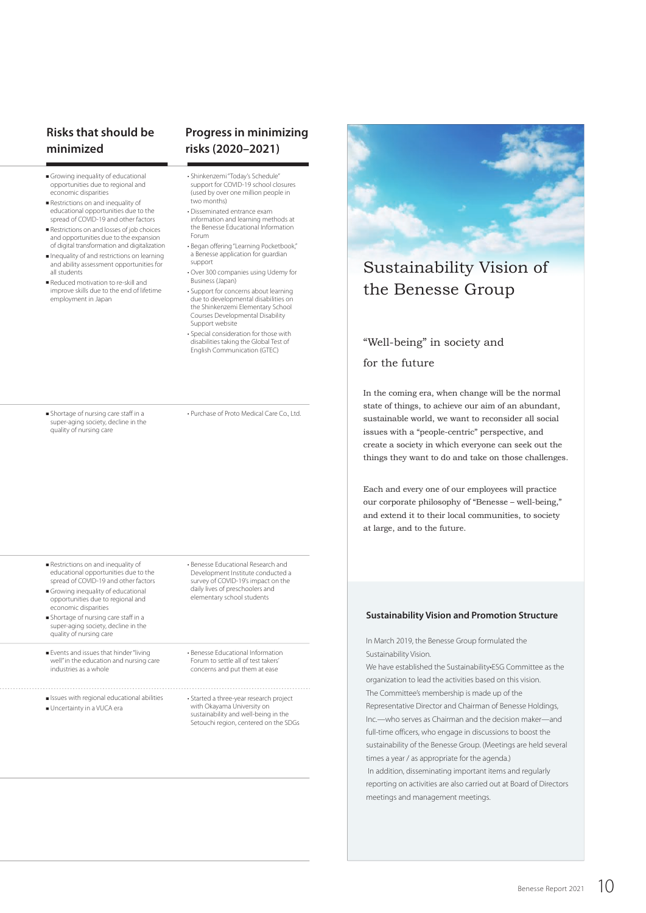| Risks that should be minimized | Progress in minimizing risks (2020–2021) |
|---|---|
| ■ Growing inequality of educational opportunities due to regional and economic disparities<br>■ Restrictions on and inequality of educational opportunities due to the spread of COVID-19 and other factors<br>■ Restrictions on and losses of job choices and opportunities due to the expansion of digital transformation and digitalization<br>■ Inequality of and restrictions on learning and ability assessment opportunities for all students<br>■ Reduced motivation to re-skill and improve skills due to the end of lifetime employment in Japan | • Shinkenzemi "Today's Schedule" support for COVID-19 school closures (used by over one million people in two months)<br>• Disseminated entrance exam information and learning methods at the Benesse Educational Information Forum<br>• Began offering "Learning Pocketbook," a Benesse application for guardian support<br>• Over 300 companies using Udemy for Business (Japan)<br>• Support for concerns about learning due to developmental disabilities on the Shinkenzemi Elementary School Courses Developmental Disability Support website<br>• Special consideration for those with disabilities taking the Global Test of English Communication (GTEC) |
| ■ Shortage of nursing care staff in a super-aging society, decline in the quality of nursing care | • Purchase of Proto Medical Care Co., Ltd. |
| ■ Restrictions on and inequality of educational opportunities due to the spread of COVID-19 and other factors<br>■ Growing inequality of educational opportunities due to regional and economic disparities<br>■ Shortage of nursing care staff in a super-aging society, decline in the quality of nursing care | • Benesse Educational Research and Development Institute conducted a survey of COVID-19's impact on the daily lives of preschoolers and elementary school students |
| ■ Events and issues that hinder "living well" in the education and nursing care industries as a whole | • Benesse Educational Information Forum to settle all of test takers' concerns and put them at ease |
| ■ Issues with regional educational abilities<br>■ Uncertainty in a VUCA era | • Started a three-year research project with Okayama University on sustainability and well-being in the Setouchi region, centered on the SDGs |

# Sustainability Vision of the Benesse Group

## "Well-being" in society and for the future

In the coming era, when change will be the normal state of things, to achieve our aim of an abundant, sustainable world, we want to reconsider all social issues with a "people-centric" perspective, and create a society in which everyone can seek out the things they want to do and take on those challenges.

Each and every one of our employees will practice our corporate philosophy of "Benesse – well-being," and extend it to their local communities, to society at large, and to the future.

### Sustainability Vision and Promotion Structure

In March 2019, the Benesse Group formulated the Sustainability Vision.

We have established the Sustainability•ESG Committee as the organization to lead the activities based on this vision. The Committee's membership is made up of the Representative Director and Chairman of Benesse Holdings, Inc.—who serves as Chairman and the decision maker—and full-time officers, who engage in discussions to boost the sustainability of the Benesse Group. (Meetings are held several times a year / as appropriate for the agenda.)

In addition, disseminating important items and regularly reporting on activities are also carried out at Board of Directors meetings and management meetings.